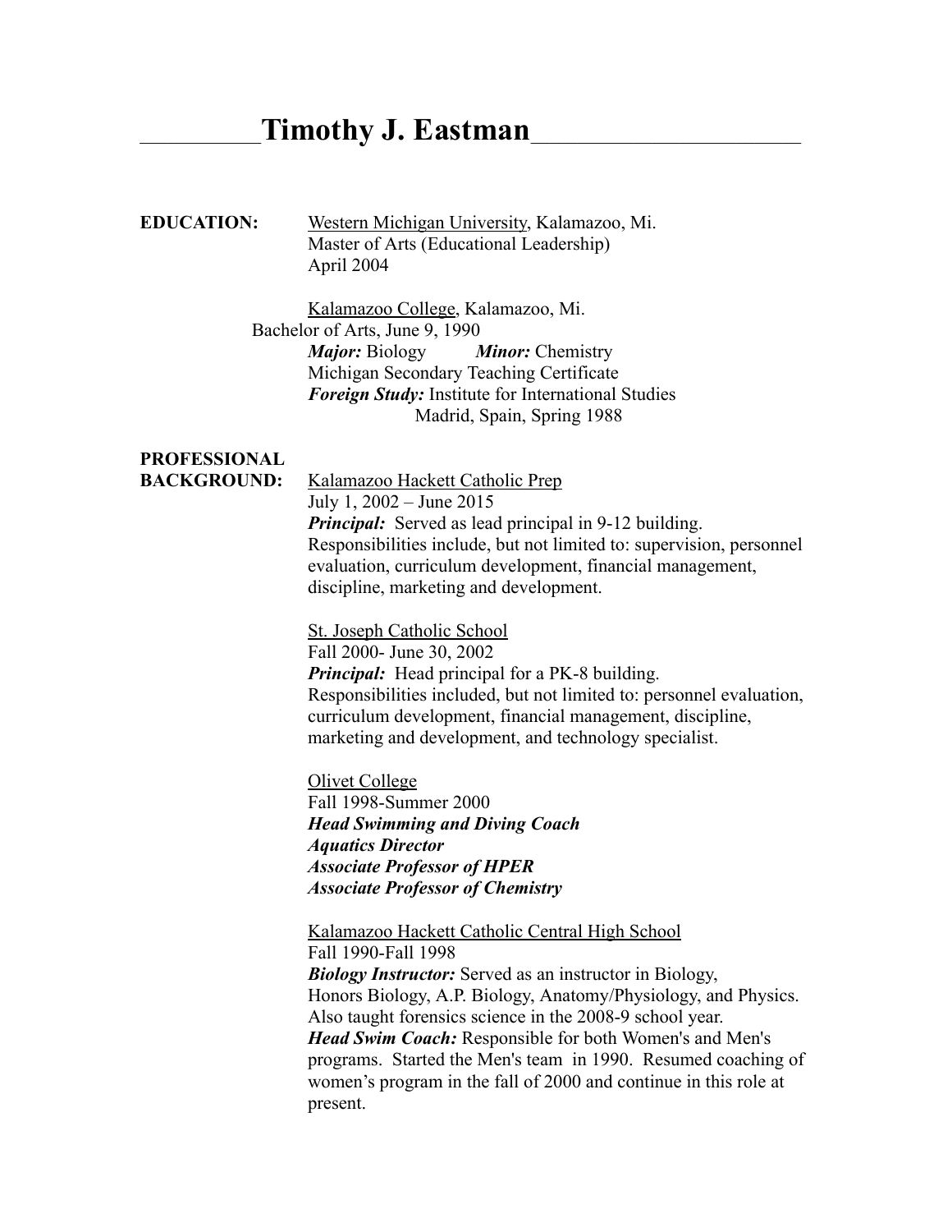# Timothy J. Eastman

**EDUCATION:**

Western Michigan University, Kalamazoo, Mi.
Master of Arts (Educational Leadership)
April 2004

Kalamazoo College, Kalamazoo, Mi.
Bachelor of Arts, June 9, 1990
***Major:*** Biology ***Minor:*** Chemistry
Michigan Secondary Teaching Certificate
***Foreign Study:*** Institute for International Studies
Madrid, Spain, Spring 1988

**PROFESSIONAL BACKGROUND:**

Kalamazoo Hackett Catholic Prep
July 1, 2002 – June 2015
***Principal:*** Served as lead principal in 9-12 building. Responsibilities include, but not limited to: supervision, personnel evaluation, curriculum development, financial management, discipline, marketing and development.

St. Joseph Catholic School
Fall 2000- June 30, 2002
***Principal:*** Head principal for a PK-8 building. Responsibilities included, but not limited to: personnel evaluation, curriculum development, financial management, discipline, marketing and development, and technology specialist.

Olivet College
Fall 1998-Summer 2000
***Head Swimming and Diving Coach***
***Aquatics Director***
***Associate Professor of HPER***
***Associate Professor of Chemistry***

Kalamazoo Hackett Catholic Central High School
Fall 1990-Fall 1998
***Biology Instructor:*** Served as an instructor in Biology, Honors Biology, A.P. Biology, Anatomy/Physiology, and Physics. Also taught forensics science in the 2008-9 school year.
***Head Swim Coach:*** Responsible for both Women's and Men's programs. Started the Men's team in 1990. Resumed coaching of women's program in the fall of 2000 and continue in this role at present.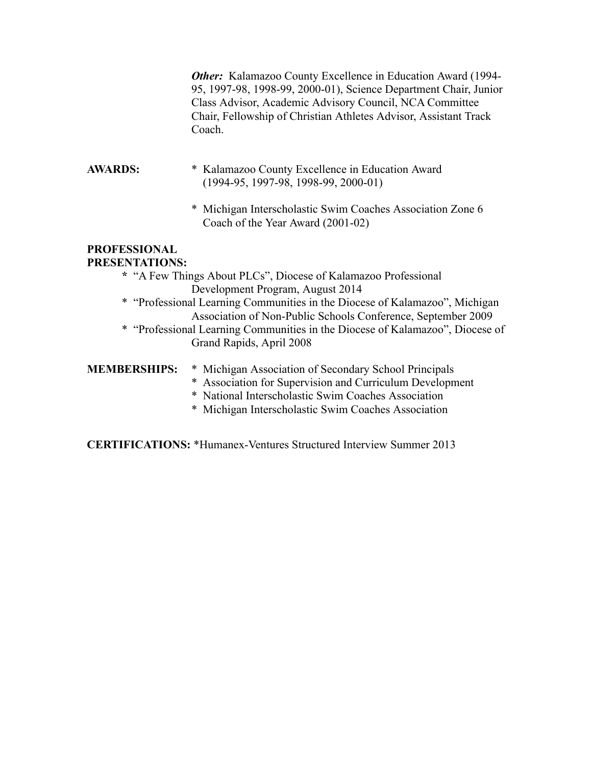***Other:*** Kalamazoo County Excellence in Education Award (1994-95, 1997-98, 1998-99, 2000-01), Science Department Chair, Junior Class Advisor, Academic Advisory Council, NCA Committee Chair, Fellowship of Christian Athletes Advisor, Assistant Track Coach.

**AWARDS:**

* Kalamazoo County Excellence in Education Award (1994-95, 1997-98, 1998-99, 2000-01)
* Michigan Interscholastic Swim Coaches Association Zone 6 Coach of the Year Award (2001-02)

**PROFESSIONAL PRESENTATIONS:**

* "A Few Things About PLCs", Diocese of Kalamazoo Professional Development Program, August 2014
* "Professional Learning Communities in the Diocese of Kalamazoo", Michigan Association of Non-Public Schools Conference, September 2009
* "Professional Learning Communities in the Diocese of Kalamazoo", Diocese of Grand Rapids, April 2008

**MEMBERSHIPS:**

* Michigan Association of Secondary School Principals
* Association for Supervision and Curriculum Development
* National Interscholastic Swim Coaches Association
* Michigan Interscholastic Swim Coaches Association

**CERTIFICATIONS:** *Humanex-Ventures Structured Interview Summer 2013